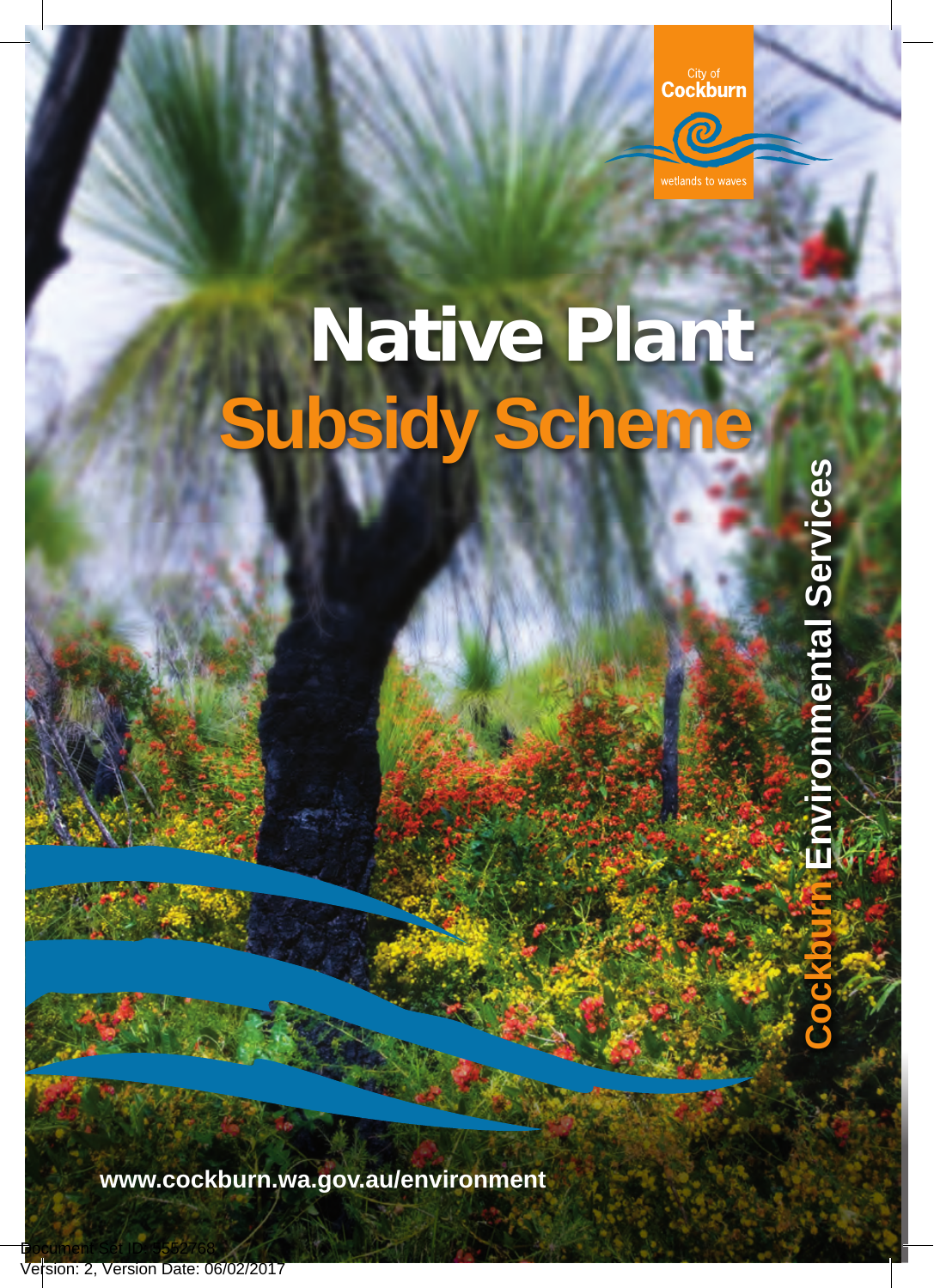City of
Cockburn
wetlands to waves

# Native Plant
# Subsidy Scheme

Cockburn Environmental Services

www.cockburn.wa.gov.au/environment

Document Set ID: 5552768
Version: 2, Version Date: 06/02/2017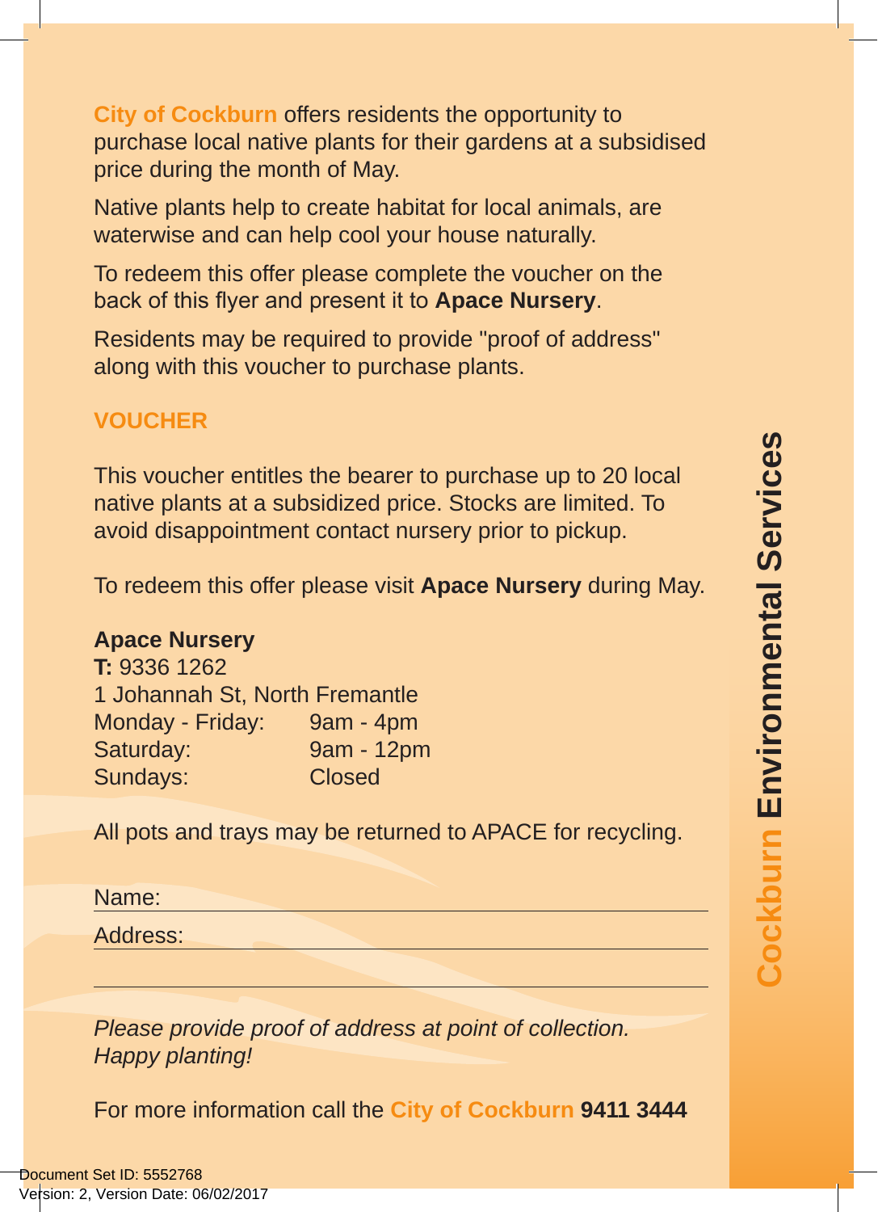**City of Cockburn** offers residents the opportunity to purchase local native plants for their gardens at a subsidised price during the month of May.

Native plants help to create habitat for local animals, are waterwise and can help cool your house naturally.

To redeem this offer please complete the voucher on the back of this flyer and present it to **Apace Nursery**.

Residents may be required to provide "proof of address" along with this voucher to purchase plants.

## VOUCHER

This voucher entitles the bearer to purchase up to 20 local native plants at a subsidized price. Stocks are limited. To avoid disappointment contact nursery prior to pickup.

To redeem this offer please visit **Apace Nursery** during May.

**Apace Nursery**
**T:** 9336 1262
1 Johannah St, North Fremantle

| | |
|---|---|
| Monday - Friday: | 9am - 4pm |
| Saturday: | 9am - 12pm |
| Sundays: | Closed |

All pots and trays may be returned to APACE for recycling.

Name: ______________________________

Address: ______________________________

______________________________

*Please provide proof of address at point of collection.*
*Happy planting!*

For more information call the **City of Cockburn** **9411 3444**

**Cockburn Environmental Services**

Document Set ID: 5552768
Version: 2, Version Date: 06/02/2017